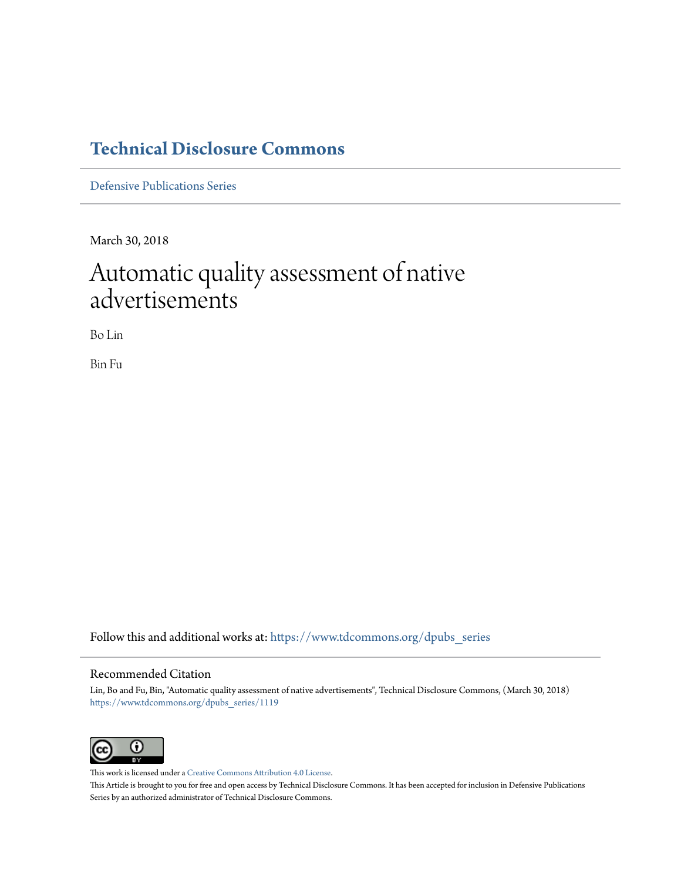# Technical Disclosure Commons

Defensive Publications Series

March 30, 2018

# Automatic quality assessment of native advertisements

Bo Lin

Bin Fu

Follow this and additional works at: https://www.tdcommons.org/dpubs_series

## Recommended Citation

Lin, Bo and Fu, Bin, "Automatic quality assessment of native advertisements", Technical Disclosure Commons, (March 30, 2018)
https://www.tdcommons.org/dpubs_series/1119

This work is licensed under a Creative Commons Attribution 4.0 License.

This Article is brought to you for free and open access by Technical Disclosure Commons. It has been accepted for inclusion in Defensive Publications Series by an authorized administrator of Technical Disclosure Commons.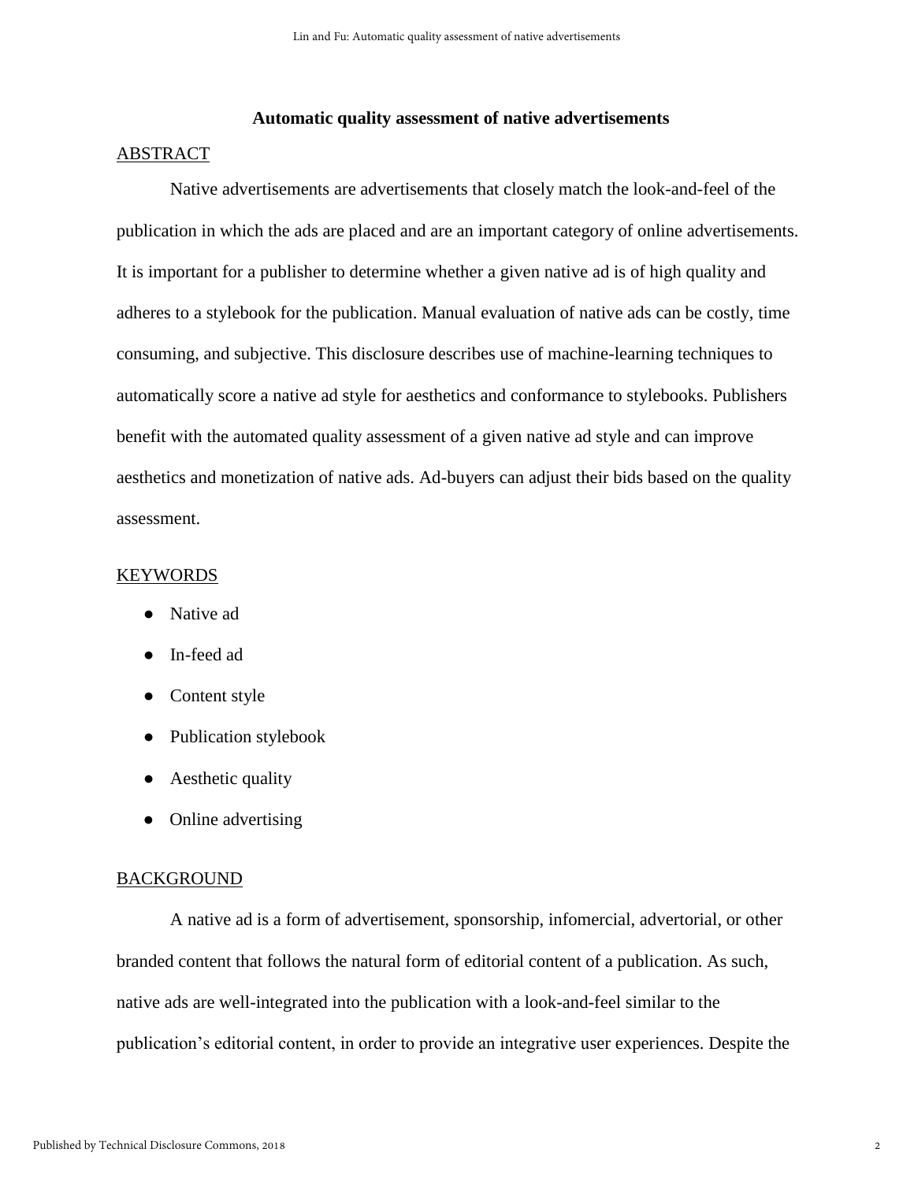# Automatic quality assessment of native advertisements

## ABSTRACT

Native advertisements are advertisements that closely match the look-and-feel of the publication in which the ads are placed and are an important category of online advertisements. It is important for a publisher to determine whether a given native ad is of high quality and adheres to a stylebook for the publication. Manual evaluation of native ads can be costly, time consuming, and subjective. This disclosure describes use of machine-learning techniques to automatically score a native ad style for aesthetics and conformance to stylebooks. Publishers benefit with the automated quality assessment of a given native ad style and can improve aesthetics and monetization of native ads. Ad-buyers can adjust their bids based on the quality assessment.

## KEYWORDS

- Native ad
- In-feed ad
- Content style
- Publication stylebook
- Aesthetic quality
- Online advertising

## BACKGROUND

A native ad is a form of advertisement, sponsorship, infomercial, advertorial, or other branded content that follows the natural form of editorial content of a publication. As such, native ads are well-integrated into the publication with a look-and-feel similar to the publication's editorial content, in order to provide an integrative user experiences. Despite the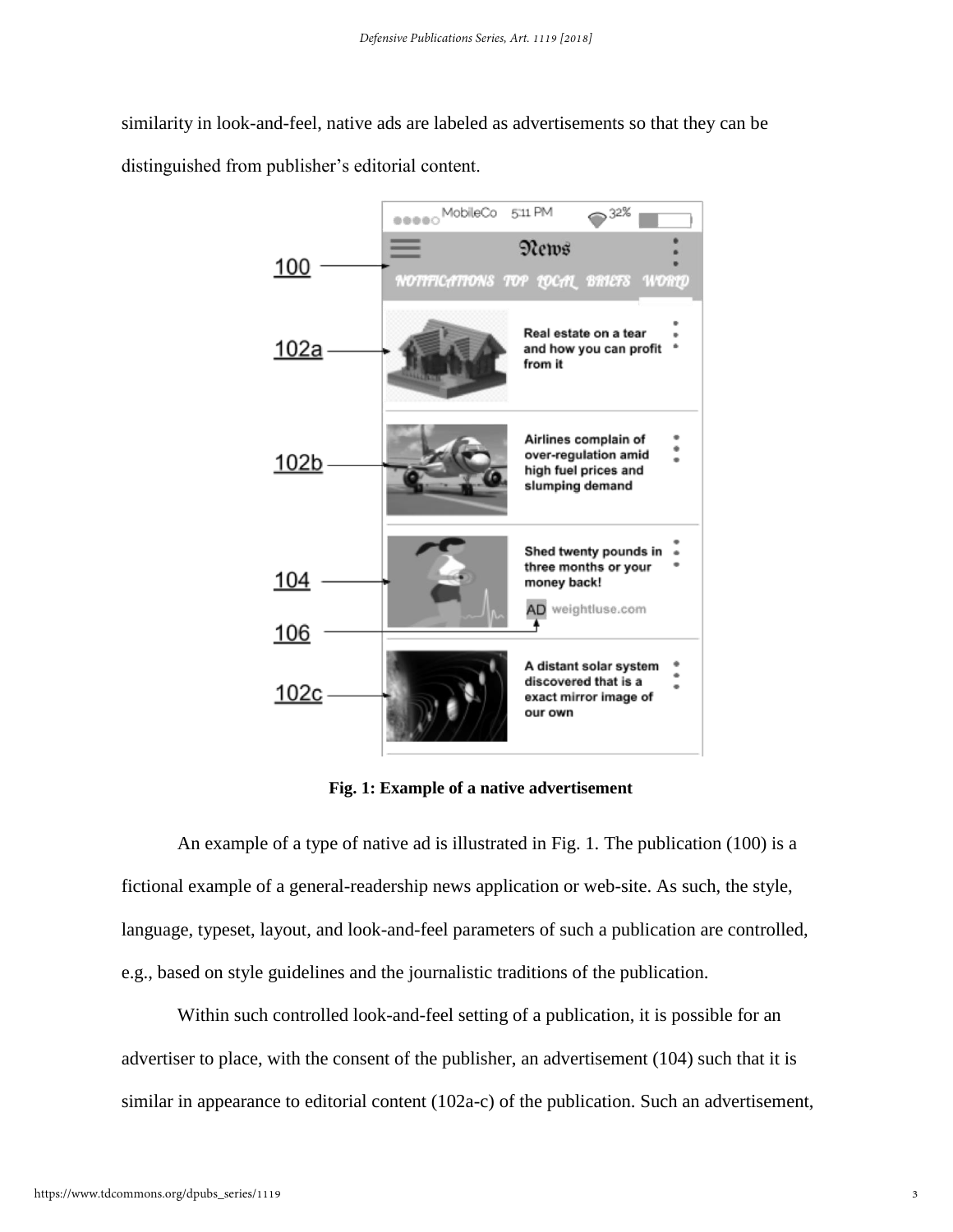similarity in look-and-feel, native ads are labeled as advertisements so that they can be distinguished from publisher's editorial content.

**Fig. 1: Example of a native advertisement**

An example of a type of native ad is illustrated in Fig. 1. The publication (100) is a fictional example of a general-readership news application or web-site. As such, the style, language, typeset, layout, and look-and-feel parameters of such a publication are controlled, e.g., based on style guidelines and the journalistic traditions of the publication.

Within such controlled look-and-feel setting of a publication, it is possible for an advertiser to place, with the consent of the publisher, an advertisement (104) such that it is similar in appearance to editorial content (102a-c) of the publication. Such an advertisement,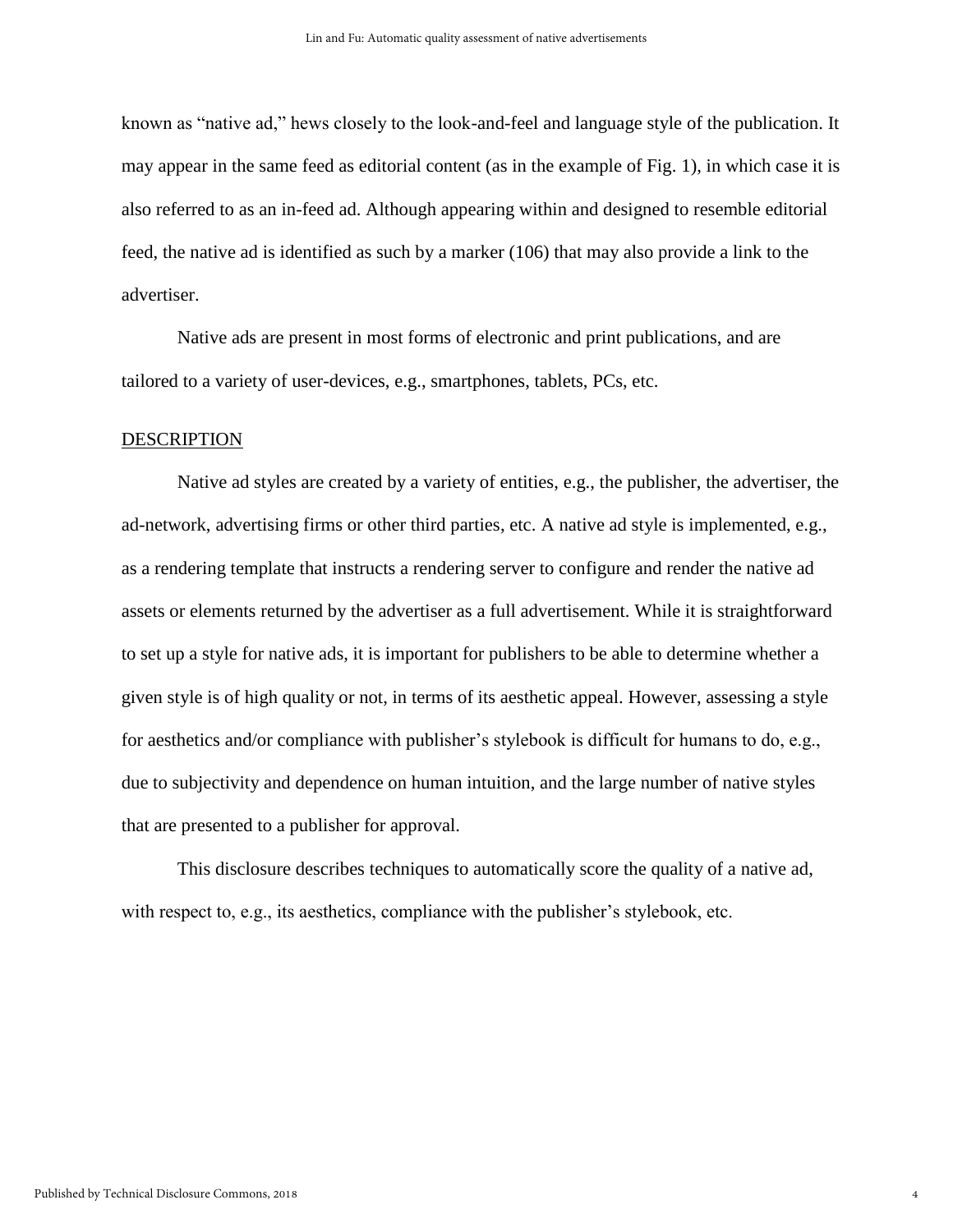known as "native ad," hews closely to the look-and-feel and language style of the publication. It may appear in the same feed as editorial content (as in the example of Fig. 1), in which case it is also referred to as an in-feed ad. Although appearing within and designed to resemble editorial feed, the native ad is identified as such by a marker (106) that may also provide a link to the advertiser.

Native ads are present in most forms of electronic and print publications, and are tailored to a variety of user-devices, e.g., smartphones, tablets, PCs, etc.

## DESCRIPTION

Native ad styles are created by a variety of entities, e.g., the publisher, the advertiser, the ad-network, advertising firms or other third parties, etc. A native ad style is implemented, e.g., as a rendering template that instructs a rendering server to configure and render the native ad assets or elements returned by the advertiser as a full advertisement. While it is straightforward to set up a style for native ads, it is important for publishers to be able to determine whether a given style is of high quality or not, in terms of its aesthetic appeal. However, assessing a style for aesthetics and/or compliance with publisher's stylebook is difficult for humans to do, e.g., due to subjectivity and dependence on human intuition, and the large number of native styles that are presented to a publisher for approval.

This disclosure describes techniques to automatically score the quality of a native ad, with respect to, e.g., its aesthetics, compliance with the publisher's stylebook, etc.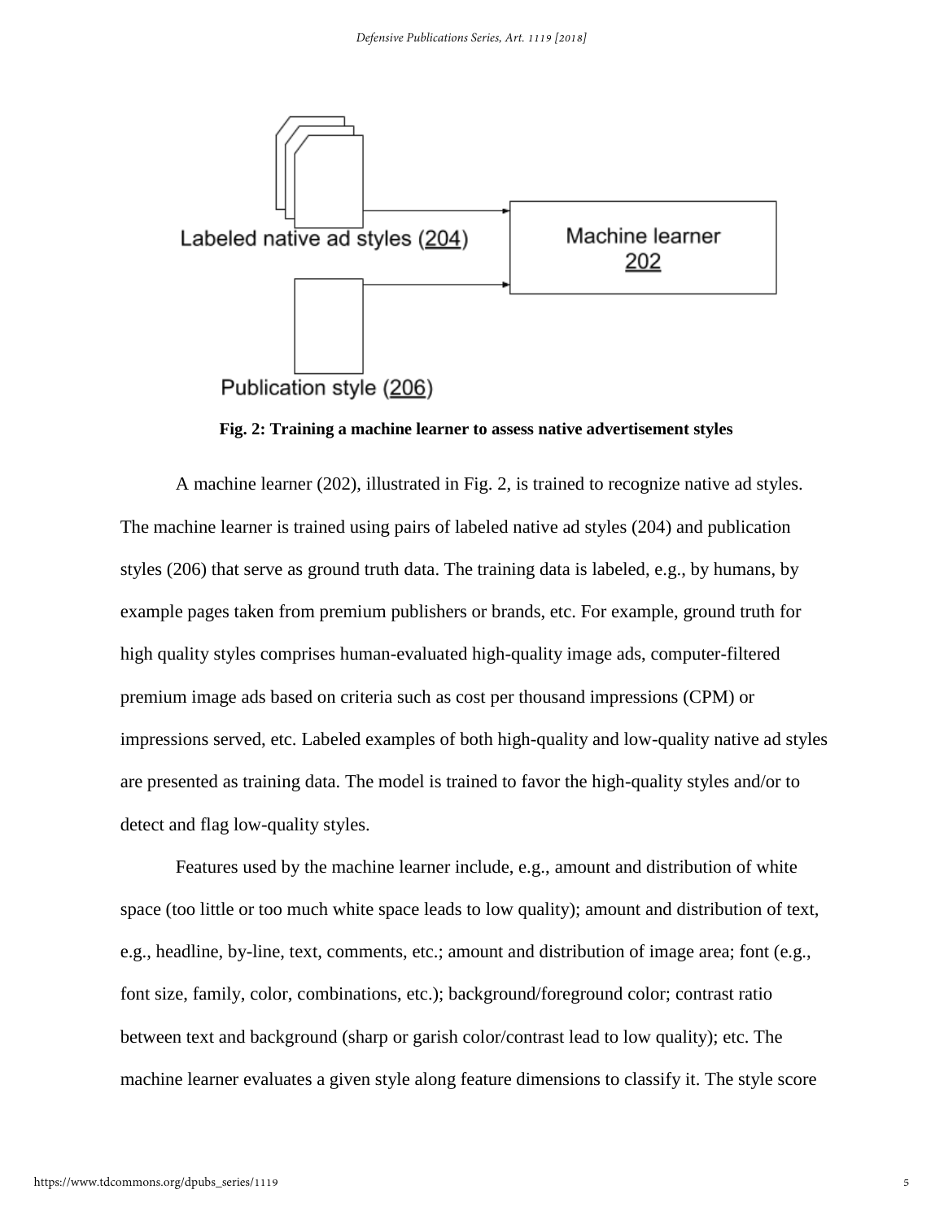Labeled native ad styles (204)

Machine learner 202

Publication style (206)

**Fig. 2: Training a machine learner to assess native advertisement styles**

A machine learner (202), illustrated in Fig. 2, is trained to recognize native ad styles. The machine learner is trained using pairs of labeled native ad styles (204) and publication styles (206) that serve as ground truth data. The training data is labeled, e.g., by humans, by example pages taken from premium publishers or brands, etc. For example, ground truth for high quality styles comprises human-evaluated high-quality image ads, computer-filtered premium image ads based on criteria such as cost per thousand impressions (CPM) or impressions served, etc. Labeled examples of both high-quality and low-quality native ad styles are presented as training data. The model is trained to favor the high-quality styles and/or to detect and flag low-quality styles.

Features used by the machine learner include, e.g., amount and distribution of white space (too little or too much white space leads to low quality); amount and distribution of text, e.g., headline, by-line, text, comments, etc.; amount and distribution of image area; font (e.g., font size, family, color, combinations, etc.); background/foreground color; contrast ratio between text and background (sharp or garish color/contrast lead to low quality); etc. The machine learner evaluates a given style along feature dimensions to classify it. The style score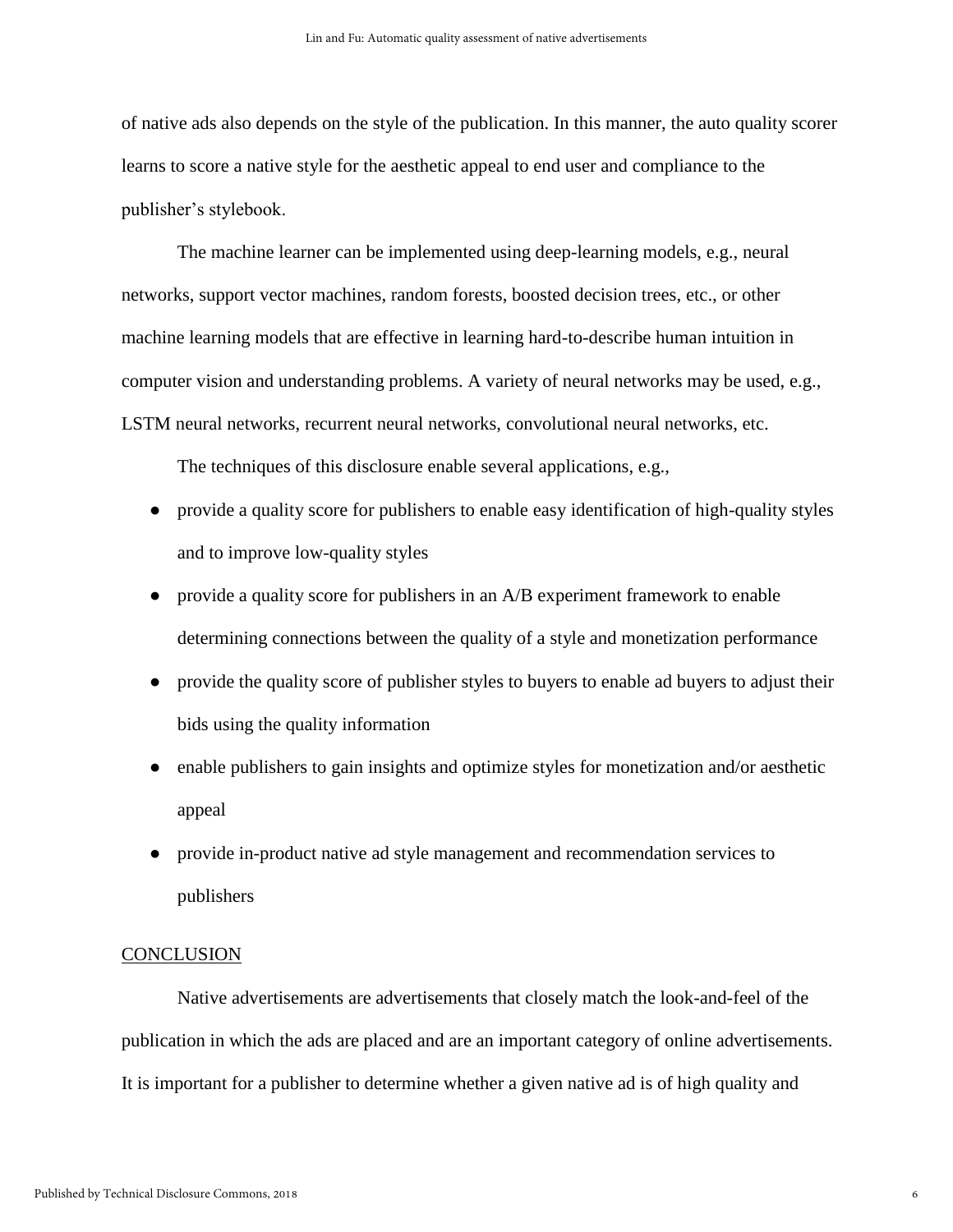of native ads also depends on the style of the publication. In this manner, the auto quality scorer learns to score a native style for the aesthetic appeal to end user and compliance to the publisher's stylebook.

The machine learner can be implemented using deep-learning models, e.g., neural networks, support vector machines, random forests, boosted decision trees, etc., or other machine learning models that are effective in learning hard-to-describe human intuition in computer vision and understanding problems. A variety of neural networks may be used, e.g., LSTM neural networks, recurrent neural networks, convolutional neural networks, etc.

The techniques of this disclosure enable several applications, e.g.,

- provide a quality score for publishers to enable easy identification of high-quality styles and to improve low-quality styles
- provide a quality score for publishers in an A/B experiment framework to enable determining connections between the quality of a style and monetization performance
- provide the quality score of publisher styles to buyers to enable ad buyers to adjust their bids using the quality information
- enable publishers to gain insights and optimize styles for monetization and/or aesthetic appeal
- provide in-product native ad style management and recommendation services to publishers

## CONCLUSION

Native advertisements are advertisements that closely match the look-and-feel of the publication in which the ads are placed and are an important category of online advertisements. It is important for a publisher to determine whether a given native ad is of high quality and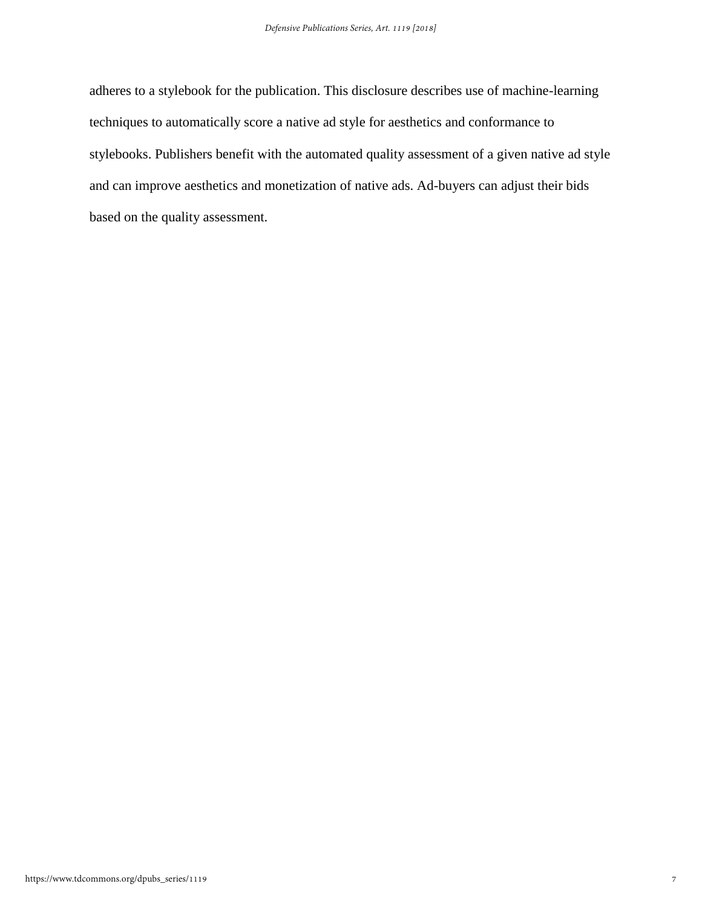adheres to a stylebook for the publication. This disclosure describes use of machine-learning techniques to automatically score a native ad style for aesthetics and conformance to stylebooks. Publishers benefit with the automated quality assessment of a given native ad style and can improve aesthetics and monetization of native ads. Ad-buyers can adjust their bids based on the quality assessment.